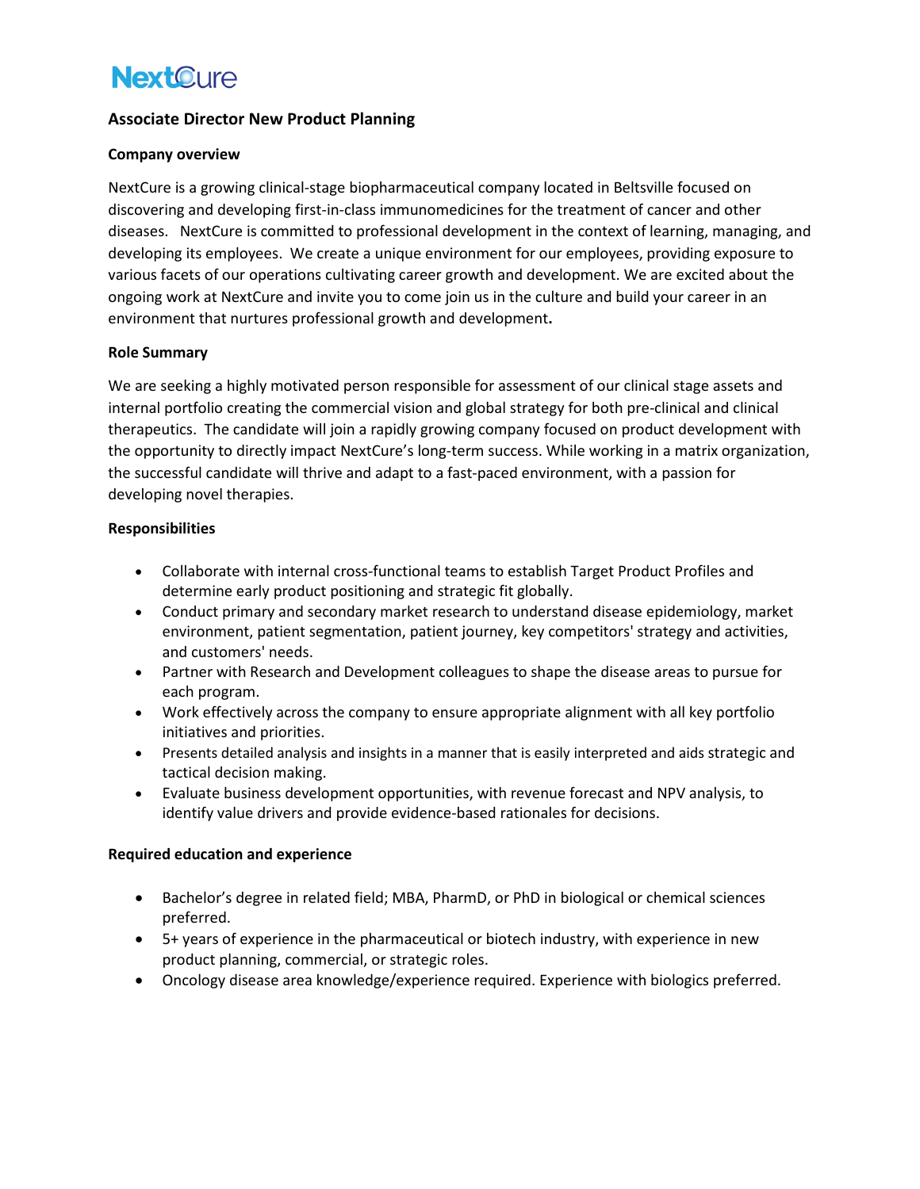NextCure

## Associate Director New Product Planning

### Company overview

NextCure is a growing clinical-stage biopharmaceutical company located in Beltsville focused on discovering and developing first-in-class immunomedicines for the treatment of cancer and other diseases. NextCure is committed to professional development in the context of learning, managing, and developing its employees. We create a unique environment for our employees, providing exposure to various facets of our operations cultivating career growth and development. We are excited about the ongoing work at NextCure and invite you to come join us in the culture and build your career in an environment that nurtures professional growth and development**.**

### Role Summary

We are seeking a highly motivated person responsible for assessment of our clinical stage assets and internal portfolio creating the commercial vision and global strategy for both pre-clinical and clinical therapeutics. The candidate will join a rapidly growing company focused on product development with the opportunity to directly impact NextCure's long-term success. While working in a matrix organization, the successful candidate will thrive and adapt to a fast-paced environment, with a passion for developing novel therapies.

### Responsibilities

- Collaborate with internal cross-functional teams to establish Target Product Profiles and determine early product positioning and strategic fit globally.
- Conduct primary and secondary market research to understand disease epidemiology, market environment, patient segmentation, patient journey, key competitors' strategy and activities, and customers' needs.
- Partner with Research and Development colleagues to shape the disease areas to pursue for each program.
- Work effectively across the company to ensure appropriate alignment with all key portfolio initiatives and priorities.
- Presents detailed analysis and insights in a manner that is easily interpreted and aids strategic and tactical decision making.
- Evaluate business development opportunities, with revenue forecast and NPV analysis, to identify value drivers and provide evidence-based rationales for decisions.

### Required education and experience

- Bachelor's degree in related field; MBA, PharmD, or PhD in biological or chemical sciences preferred.
- 5+ years of experience in the pharmaceutical or biotech industry, with experience in new product planning, commercial, or strategic roles.
- Oncology disease area knowledge/experience required. Experience with biologics preferred.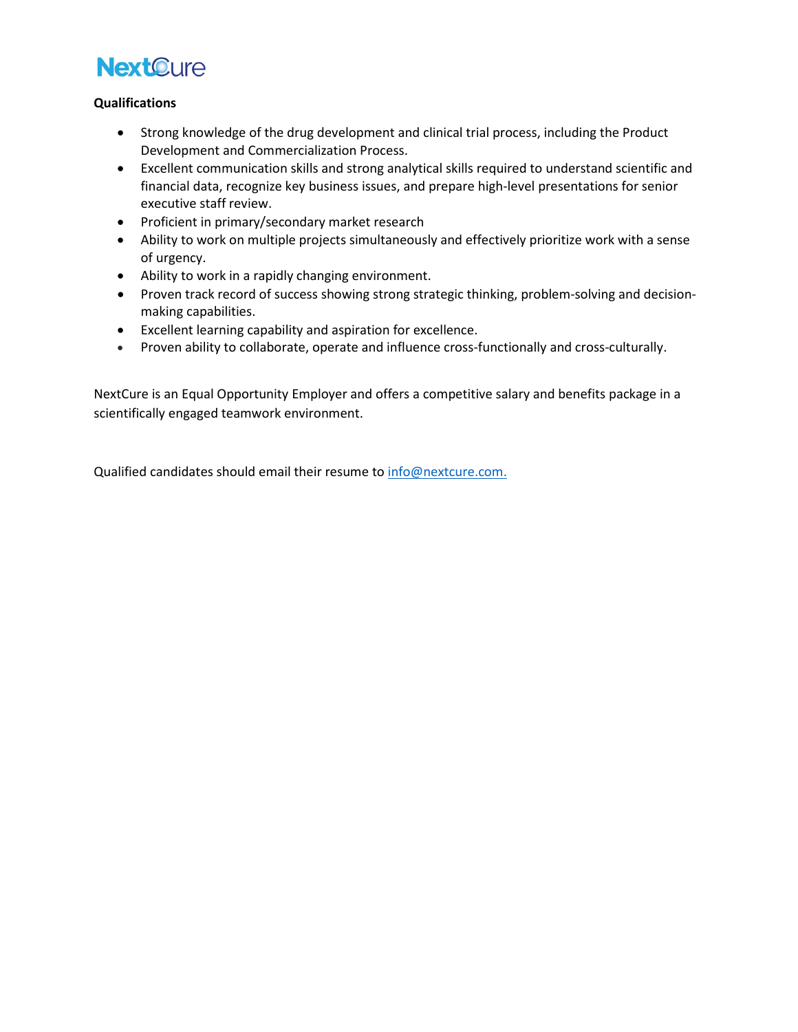**Qualifications**

- Strong knowledge of the drug development and clinical trial process, including the Product Development and Commercialization Process.
- Excellent communication skills and strong analytical skills required to understand scientific and financial data, recognize key business issues, and prepare high-level presentations for senior executive staff review.
- Proficient in primary/secondary market research
- Ability to work on multiple projects simultaneously and effectively prioritize work with a sense of urgency.
- Ability to work in a rapidly changing environment.
- Proven track record of success showing strong strategic thinking, problem-solving and decision-making capabilities.
- Excellent learning capability and aspiration for excellence.
- Proven ability to collaborate, operate and influence cross-functionally and cross-culturally.

NextCure is an Equal Opportunity Employer and offers a competitive salary and benefits package in a scientifically engaged teamwork environment.

Qualified candidates should email their resume to info@nextcure.com.